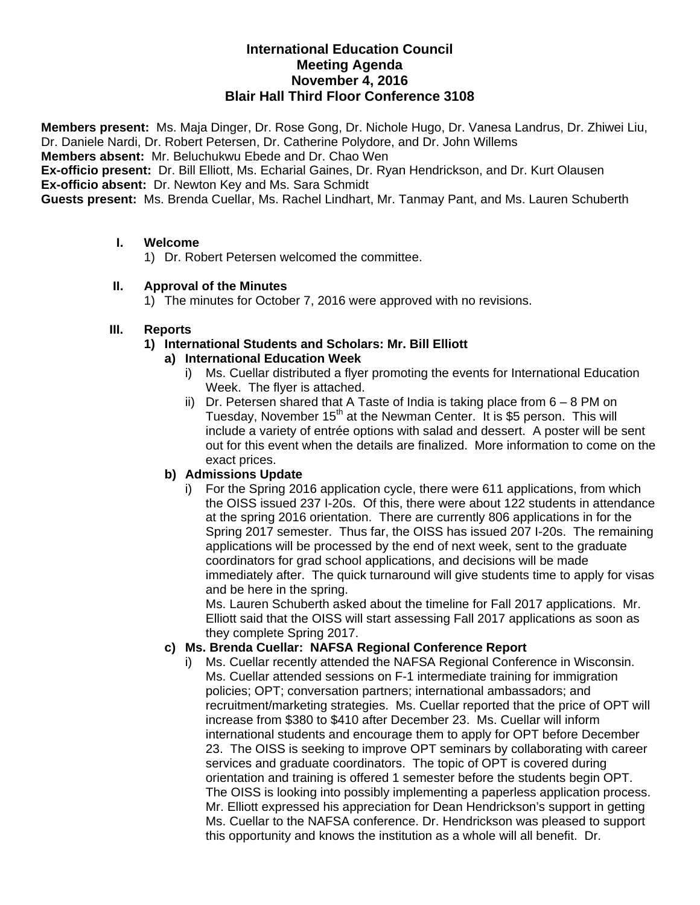# International Education Council
## Meeting Agenda
## November 4, 2016
## Blair Hall Third Floor Conference 3108

**Members present:** Ms. Maja Dinger, Dr. Rose Gong, Dr. Nichole Hugo, Dr. Vanesa Landrus, Dr. Zhiwei Liu, Dr. Daniele Nardi, Dr. Robert Petersen, Dr. Catherine Polydore, and Dr. John Willems
**Members absent:** Mr. Beluchukwu Ebede and Dr. Chao Wen
**Ex-officio present:** Dr. Bill Elliott, Ms. Echarial Gaines, Dr. Ryan Hendrickson, and Dr. Kurt Olausen
**Ex-officio absent:** Dr. Newton Key and Ms. Sara Schmidt
**Guests present:** Ms. Brenda Cuellar, Ms. Rachel Lindhart, Mr. Tanmay Pant, and Ms. Lauren Schuberth

**I. Welcome**

1) Dr. Robert Petersen welcomed the committee.

**II. Approval of the Minutes**

1) The minutes for October 7, 2016 were approved with no revisions.

**III. Reports**

**1) International Students and Scholars: Mr. Bill Elliott**

**a) International Education Week**

i) Ms. Cuellar distributed a flyer promoting the events for International Education Week. The flyer is attached.

ii) Dr. Petersen shared that A Taste of India is taking place from 6 – 8 PM on Tuesday, November 15th at the Newman Center. It is $5 person. This will include a variety of entrée options with salad and dessert. A poster will be sent out for this event when the details are finalized. More information to come on the exact prices.

**b) Admissions Update**

i) For the Spring 2016 application cycle, there were 611 applications, from which the OISS issued 237 I-20s. Of this, there were about 122 students in attendance at the spring 2016 orientation. There are currently 806 applications in for the Spring 2017 semester. Thus far, the OISS has issued 207 I-20s. The remaining applications will be processed by the end of next week, sent to the graduate coordinators for grad school applications, and decisions will be made immediately after. The quick turnaround will give students time to apply for visas and be here in the spring.
Ms. Lauren Schuberth asked about the timeline for Fall 2017 applications. Mr. Elliott said that the OISS will start assessing Fall 2017 applications as soon as they complete Spring 2017.

**c) Ms. Brenda Cuellar: NAFSA Regional Conference Report**

i) Ms. Cuellar recently attended the NAFSA Regional Conference in Wisconsin. Ms. Cuellar attended sessions on F-1 intermediate training for immigration policies; OPT; conversation partners; international ambassadors; and recruitment/marketing strategies. Ms. Cuellar reported that the price of OPT will increase from $380 to $410 after December 23. Ms. Cuellar will inform international students and encourage them to apply for OPT before December 23. The OISS is seeking to improve OPT seminars by collaborating with career services and graduate coordinators. The topic of OPT is covered during orientation and training is offered 1 semester before the students begin OPT. The OISS is looking into possibly implementing a paperless application process. Mr. Elliott expressed his appreciation for Dean Hendrickson's support in getting Ms. Cuellar to the NAFSA conference. Dr. Hendrickson was pleased to support this opportunity and knows the institution as a whole will all benefit. Dr.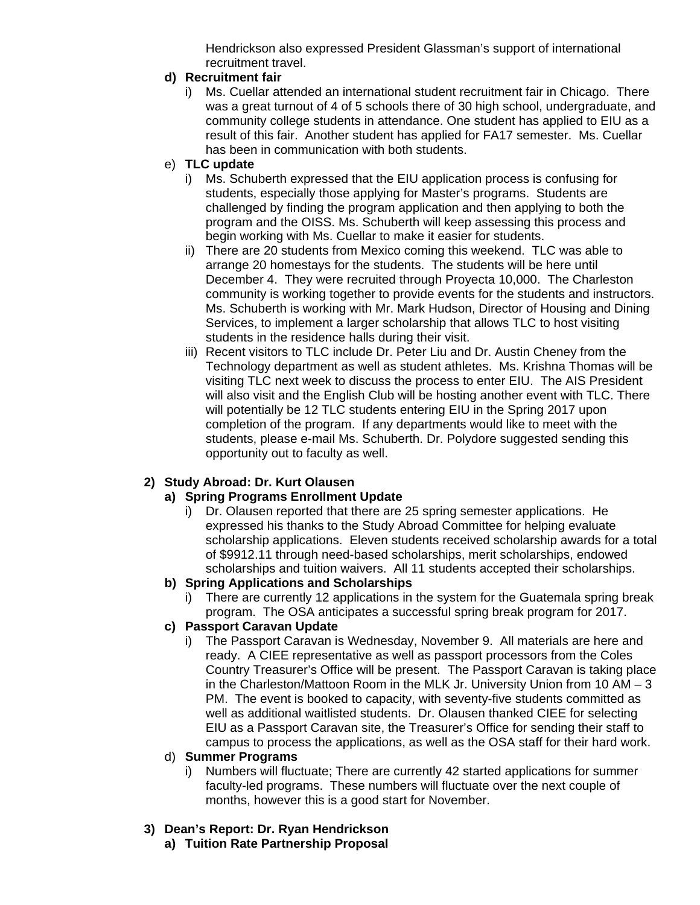Hendrickson also expressed President Glassman's support of international recruitment travel.

**d) Recruitment fair**

i) Ms. Cuellar attended an international student recruitment fair in Chicago. There was a great turnout of 4 of 5 schools there of 30 high school, undergraduate, and community college students in attendance. One student has applied to EIU as a result of this fair. Another student has applied for FA17 semester. Ms. Cuellar has been in communication with both students.

e) **TLC update**

i) Ms. Schuberth expressed that the EIU application process is confusing for students, especially those applying for Master's programs. Students are challenged by finding the program application and then applying to both the program and the OISS. Ms. Schuberth will keep assessing this process and begin working with Ms. Cuellar to make it easier for students.

ii) There are 20 students from Mexico coming this weekend. TLC was able to arrange 20 homestays for the students. The students will be here until December 4. They were recruited through Proyecta 10,000. The Charleston community is working together to provide events for the students and instructors. Ms. Schuberth is working with Mr. Mark Hudson, Director of Housing and Dining Services, to implement a larger scholarship that allows TLC to host visiting students in the residence halls during their visit.

iii) Recent visitors to TLC include Dr. Peter Liu and Dr. Austin Cheney from the Technology department as well as student athletes. Ms. Krishna Thomas will be visiting TLC next week to discuss the process to enter EIU. The AIS President will also visit and the English Club will be hosting another event with TLC. There will potentially be 12 TLC students entering EIU in the Spring 2017 upon completion of the program. If any departments would like to meet with the students, please e-mail Ms. Schuberth. Dr. Polydore suggested sending this opportunity out to faculty as well.

**2) Study Abroad: Dr. Kurt Olausen**

**a) Spring Programs Enrollment Update**

i) Dr. Olausen reported that there are 25 spring semester applications. He expressed his thanks to the Study Abroad Committee for helping evaluate scholarship applications. Eleven students received scholarship awards for a total of $9912.11 through need-based scholarships, merit scholarships, endowed scholarships and tuition waivers. All 11 students accepted their scholarships.

**b) Spring Applications and Scholarships**

i) There are currently 12 applications in the system for the Guatemala spring break program. The OSA anticipates a successful spring break program for 2017.

**c) Passport Caravan Update**

i) The Passport Caravan is Wednesday, November 9. All materials are here and ready. A CIEE representative as well as passport processors from the Coles Country Treasurer's Office will be present. The Passport Caravan is taking place in the Charleston/Mattoon Room in the MLK Jr. University Union from 10 AM – 3 PM. The event is booked to capacity, with seventy-five students committed as well as additional waitlisted students. Dr. Olausen thanked CIEE for selecting EIU as a Passport Caravan site, the Treasurer's Office for sending their staff to campus to process the applications, as well as the OSA staff for their hard work.

d) **Summer Programs**

i) Numbers will fluctuate; There are currently 42 started applications for summer faculty-led programs. These numbers will fluctuate over the next couple of months, however this is a good start for November.

**3) Dean's Report: Dr. Ryan Hendrickson**

**a) Tuition Rate Partnership Proposal**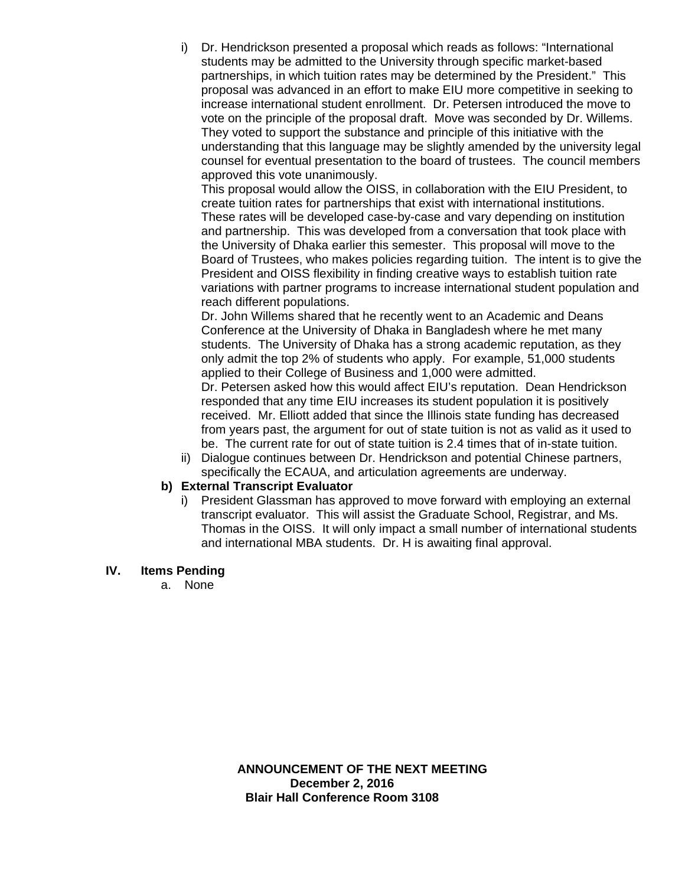i) Dr. Hendrickson presented a proposal which reads as follows: "International students may be admitted to the University through specific market-based partnerships, in which tuition rates may be determined by the President." This proposal was advanced in an effort to make EIU more competitive in seeking to increase international student enrollment. Dr. Petersen introduced the move to vote on the principle of the proposal draft. Move was seconded by Dr. Willems. They voted to support the substance and principle of this initiative with the understanding that this language may be slightly amended by the university legal counsel for eventual presentation to the board of trustees. The council members approved this vote unanimously.

   This proposal would allow the OISS, in collaboration with the EIU President, to create tuition rates for partnerships that exist with international institutions. These rates will be developed case-by-case and vary depending on institution and partnership. This was developed from a conversation that took place with the University of Dhaka earlier this semester. This proposal will move to the Board of Trustees, who makes policies regarding tuition. The intent is to give the President and OISS flexibility in finding creative ways to establish tuition rate variations with partner programs to increase international student population and reach different populations.

   Dr. John Willems shared that he recently went to an Academic and Deans Conference at the University of Dhaka in Bangladesh where he met many students. The University of Dhaka has a strong academic reputation, as they only admit the top 2% of students who apply. For example, 51,000 students applied to their College of Business and 1,000 were admitted.

   Dr. Petersen asked how this would affect EIU's reputation. Dean Hendrickson responded that any time EIU increases its student population it is positively received. Mr. Elliott added that since the Illinois state funding has decreased from years past, the argument for out of state tuition is not as valid as it used to be. The current rate for out of state tuition is 2.4 times that of in-state tuition.

ii) Dialogue continues between Dr. Hendrickson and potential Chinese partners, specifically the ECAUA, and articulation agreements are underway.

**b) External Transcript Evaluator**

i) President Glassman has approved to move forward with employing an external transcript evaluator. This will assist the Graduate School, Registrar, and Ms. Thomas in the OISS. It will only impact a small number of international students and international MBA students. Dr. H is awaiting final approval.

## IV. Items Pending

a. None

**ANNOUNCEMENT OF THE NEXT MEETING**
**December 2, 2016**
**Blair Hall Conference Room 3108**